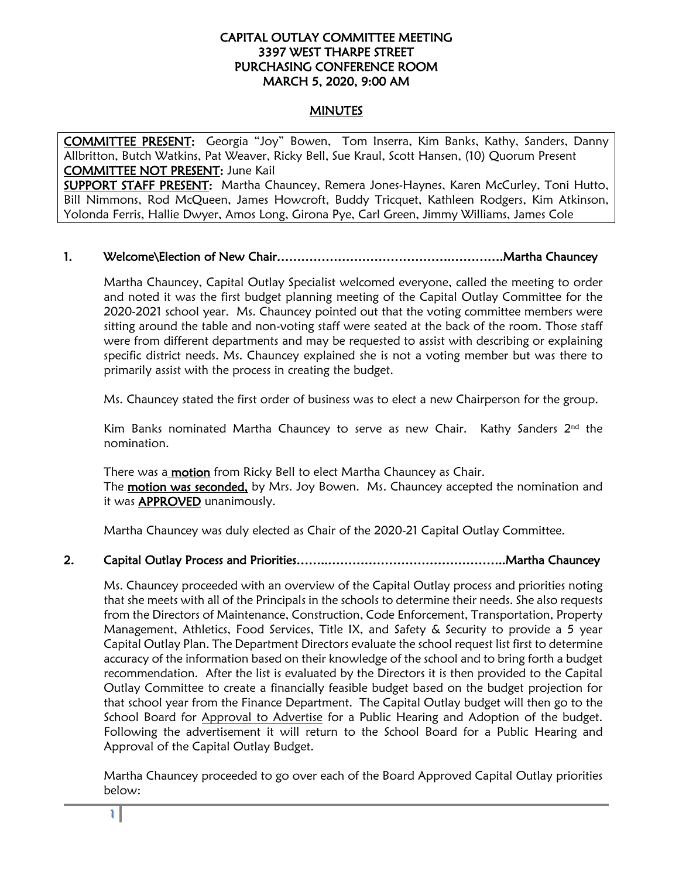**CAPITAL OUTLAY COMMITTEE MEETING**
**3397 WEST THARPE STREET**
**PURCHASING CONFERENCE ROOM**
**MARCH 5, 2020, 9:00 AM**

**MINUTES**

**COMMITTEE PRESENT:** Georgia "Joy" Bowen, Tom Inserra, Kim Banks, Kathy, Sanders, Danny Allbritton, Butch Watkins, Pat Weaver, Ricky Bell, Sue Kraul, Scott Hansen, (10) Quorum Present
**COMMITTEE NOT PRESENT:** June Kail
**SUPPORT STAFF PRESENT:** Martha Chauncey, Remera Jones-Haynes, Karen McCurley, Toni Hutto, Bill Nimmons, Rod McQueen, James Howcroft, Buddy Tricquet, Kathleen Rodgers, Kim Atkinson, Yolonda Ferris, Hallie Dwyer, Amos Long, Girona Pye, Carl Green, Jimmy Williams, James Cole

## 1. Welcome\Election of New Chair………………………………………………….Martha Chauncey

Martha Chauncey, Capital Outlay Specialist welcomed everyone, called the meeting to order and noted it was the first budget planning meeting of the Capital Outlay Committee for the 2020-2021 school year. Ms. Chauncey pointed out that the voting committee members were sitting around the table and non-voting staff were seated at the back of the room. Those staff were from different departments and may be requested to assist with describing or explaining specific district needs. Ms. Chauncey explained she is not a voting member but was there to primarily assist with the process in creating the budget.

Ms. Chauncey stated the first order of business was to elect a new Chairperson for the group.

Kim Banks nominated Martha Chauncey to serve as new Chair. Kathy Sanders 2nd the nomination.

There was a **motion** from Ricky Bell to elect Martha Chauncey as Chair.
The **motion was seconded,** by Mrs. Joy Bowen. Ms. Chauncey accepted the nomination and it was **APPROVED** unanimously.

Martha Chauncey was duly elected as Chair of the 2020-21 Capital Outlay Committee.

## 2. Capital Outlay Process and Priorities…….……………………………………..Martha Chauncey

Ms. Chauncey proceeded with an overview of the Capital Outlay process and priorities noting that she meets with all of the Principals in the schools to determine their needs. She also requests from the Directors of Maintenance, Construction, Code Enforcement, Transportation, Property Management, Athletics, Food Services, Title IX, and Safety & Security to provide a 5 year Capital Outlay Plan. The Department Directors evaluate the school request list first to determine accuracy of the information based on their knowledge of the school and to bring forth a budget recommendation. After the list is evaluated by the Directors it is then provided to the Capital Outlay Committee to create a financially feasible budget based on the budget projection for that school year from the Finance Department. The Capital Outlay budget will then go to the School Board for Approval to Advertise for a Public Hearing and Adoption of the budget. Following the advertisement it will return to the School Board for a Public Hearing and Approval of the Capital Outlay Budget.

Martha Chauncey proceeded to go over each of the Board Approved Capital Outlay priorities below: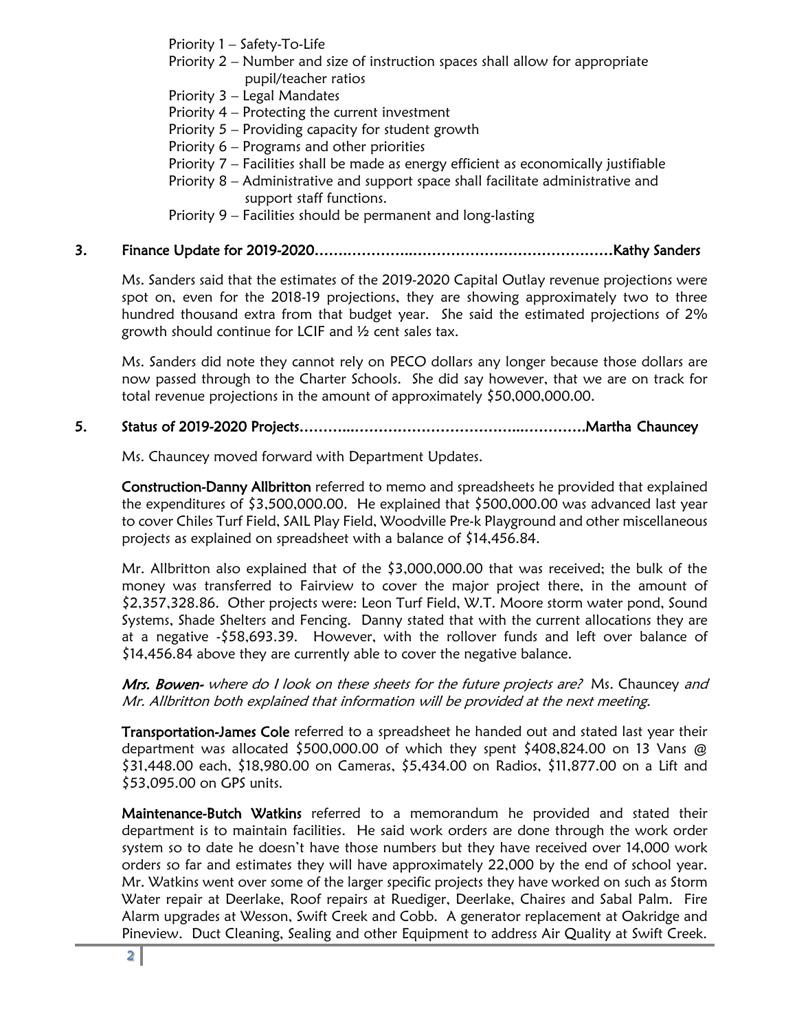Priority 1 – Safety-To-Life
Priority 2 – Number and size of instruction spaces shall allow for appropriate pupil/teacher ratios
Priority 3 – Legal Mandates
Priority 4 – Protecting the current investment
Priority 5 – Providing capacity for student growth
Priority 6 – Programs and other priorities
Priority 7 – Facilities shall be made as energy efficient as economically justifiable
Priority 8 – Administrative and support space shall facilitate administrative and support staff functions.
Priority 9 – Facilities should be permanent and long-lasting

**3. Finance Update for 2019-2020……………………………………………………………Kathy Sanders**

Ms. Sanders said that the estimates of the 2019-2020 Capital Outlay revenue projections were spot on, even for the 2018-19 projections, they are showing approximately two to three hundred thousand extra from that budget year. She said the estimated projections of 2% growth should continue for LCIF and ½ cent sales tax.

Ms. Sanders did note they cannot rely on PECO dollars any longer because those dollars are now passed through to the Charter Schools. She did say however, that we are on track for total revenue projections in the amount of approximately $50,000,000.00.

**5. Status of 2019-2020 Projects…………………………………………………………Martha Chauncey**

Ms. Chauncey moved forward with Department Updates.

**Construction-Danny Allbritton** referred to memo and spreadsheets he provided that explained the expenditures of $3,500,000.00. He explained that $500,000.00 was advanced last year to cover Chiles Turf Field, SAIL Play Field, Woodville Pre-k Playground and other miscellaneous projects as explained on spreadsheet with a balance of $14,456.84.

Mr. Allbritton also explained that of the $3,000,000.00 that was received; the bulk of the money was transferred to Fairview to cover the major project there, in the amount of $2,357,328.86. Other projects were: Leon Turf Field, W.T. Moore storm water pond, Sound Systems, Shade Shelters and Fencing. Danny stated that with the current allocations they are at a negative -$58,693.39. However, with the rollover funds and left over balance of $14,456.84 above they are currently able to cover the negative balance.

***Mrs. Bowen-*** *where do I look on these sheets for the future projects are?* Ms. Chauncey *and Mr. Allbritton both explained that information will be provided at the next meeting.*

**Transportation-James Cole** referred to a spreadsheet he handed out and stated last year their department was allocated $500,000.00 of which they spent $408,824.00 on 13 Vans @ $31,448.00 each, $18,980.00 on Cameras, $5,434.00 on Radios, $11,877.00 on a Lift and $53,095.00 on GPS units.

**Maintenance-Butch Watkins** referred to a memorandum he provided and stated their department is to maintain facilities. He said work orders are done through the work order system so to date he doesn't have those numbers but they have received over 14,000 work orders so far and estimates they will have approximately 22,000 by the end of school year. Mr. Watkins went over some of the larger specific projects they have worked on such as Storm Water repair at Deerlake, Roof repairs at Ruediger, Deerlake, Chaires and Sabal Palm. Fire Alarm upgrades at Wesson, Swift Creek and Cobb. A generator replacement at Oakridge and Pineview. Duct Cleaning, Sealing and other Equipment to address Air Quality at Swift Creek.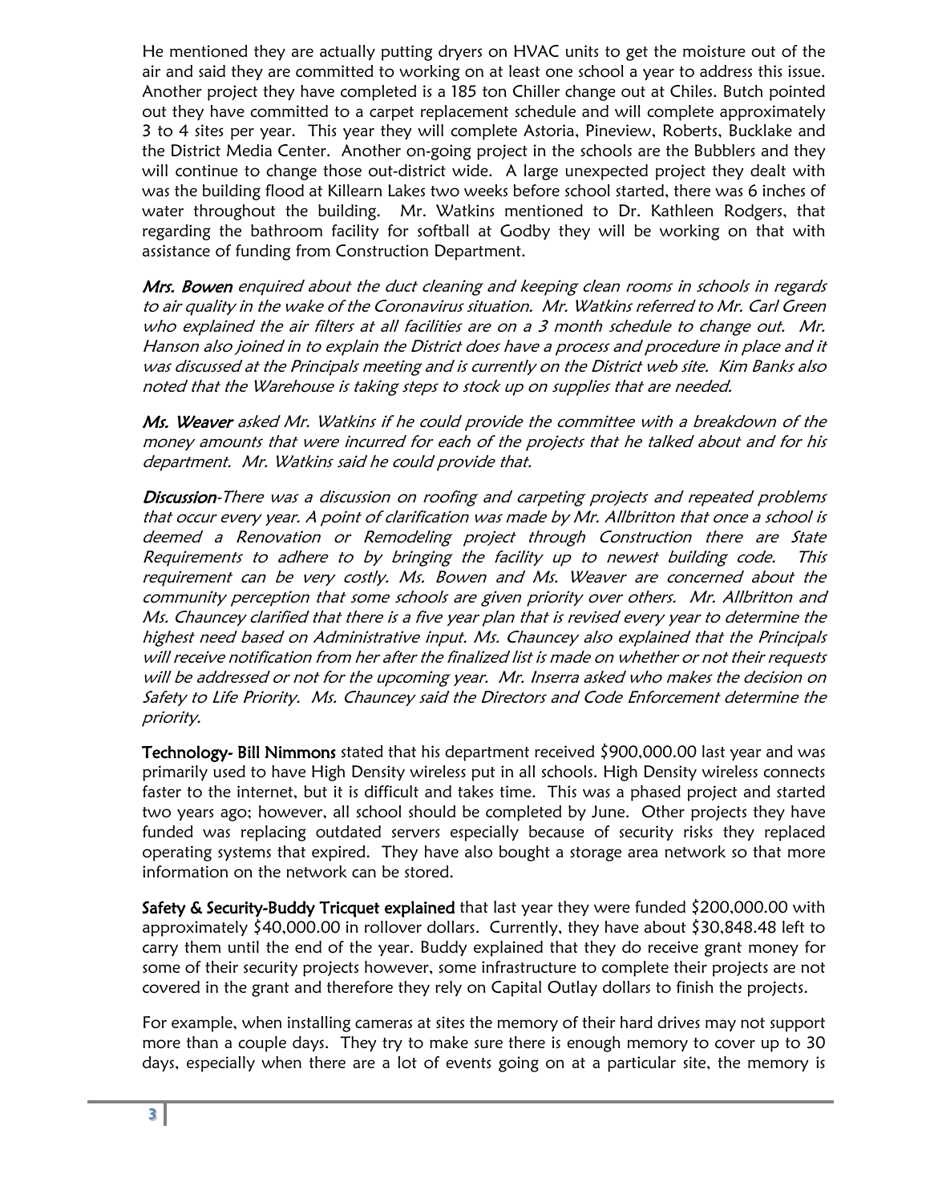He mentioned they are actually putting dryers on HVAC units to get the moisture out of the air and said they are committed to working on at least one school a year to address this issue. Another project they have completed is a 185 ton Chiller change out at Chiles. Butch pointed out they have committed to a carpet replacement schedule and will complete approximately 3 to 4 sites per year. This year they will complete Astoria, Pineview, Roberts, Bucklake and the District Media Center. Another on-going project in the schools are the Bubblers and they will continue to change those out-district wide. A large unexpected project they dealt with was the building flood at Killearn Lakes two weeks before school started, there was 6 inches of water throughout the building. Mr. Watkins mentioned to Dr. Kathleen Rodgers, that regarding the bathroom facility for softball at Godby they will be working on that with assistance of funding from Construction Department.

***Mrs. Bowen*** *enquired about the duct cleaning and keeping clean rooms in schools in regards to air quality in the wake of the Coronavirus situation. Mr. Watkins referred to Mr. Carl Green who explained the air filters at all facilities are on a 3 month schedule to change out. Mr. Hanson also joined in to explain the District does have a process and procedure in place and it was discussed at the Principals meeting and is currently on the District web site. Kim Banks also noted that the Warehouse is taking steps to stock up on supplies that are needed.*

***Ms. Weaver*** *asked Mr. Watkins if he could provide the committee with a breakdown of the money amounts that were incurred for each of the projects that he talked about and for his department. Mr. Watkins said he could provide that.*

***Discussion****-There was a discussion on roofing and carpeting projects and repeated problems that occur every year. A point of clarification was made by Mr. Allbritton that once a school is deemed a Renovation or Remodeling project through Construction there are State Requirements to adhere to by bringing the facility up to newest building code. This requirement can be very costly. Ms. Bowen and Ms. Weaver are concerned about the community perception that some schools are given priority over others. Mr. Allbritton and Ms. Chauncey clarified that there is a five year plan that is revised every year to determine the highest need based on Administrative input. Ms. Chauncey also explained that the Principals will receive notification from her after the finalized list is made on whether or not their requests will be addressed or not for the upcoming year. Mr. Inserra asked who makes the decision on Safety to Life Priority. Ms. Chauncey said the Directors and Code Enforcement determine the priority.*

**Technology- Bill Nimmons** stated that his department received $900,000.00 last year and was primarily used to have High Density wireless put in all schools. High Density wireless connects faster to the internet, but it is difficult and takes time. This was a phased project and started two years ago; however, all school should be completed by June. Other projects they have funded was replacing outdated servers especially because of security risks they replaced operating systems that expired. They have also bought a storage area network so that more information on the network can be stored.

**Safety & Security-Buddy Tricquet explained** that last year they were funded $200,000.00 with approximately $40,000.00 in rollover dollars. Currently, they have about $30,848.48 left to carry them until the end of the year. Buddy explained that they do receive grant money for some of their security projects however, some infrastructure to complete their projects are not covered in the grant and therefore they rely on Capital Outlay dollars to finish the projects.

For example, when installing cameras at sites the memory of their hard drives may not support more than a couple days. They try to make sure there is enough memory to cover up to 30 days, especially when there are a lot of events going on at a particular site, the memory is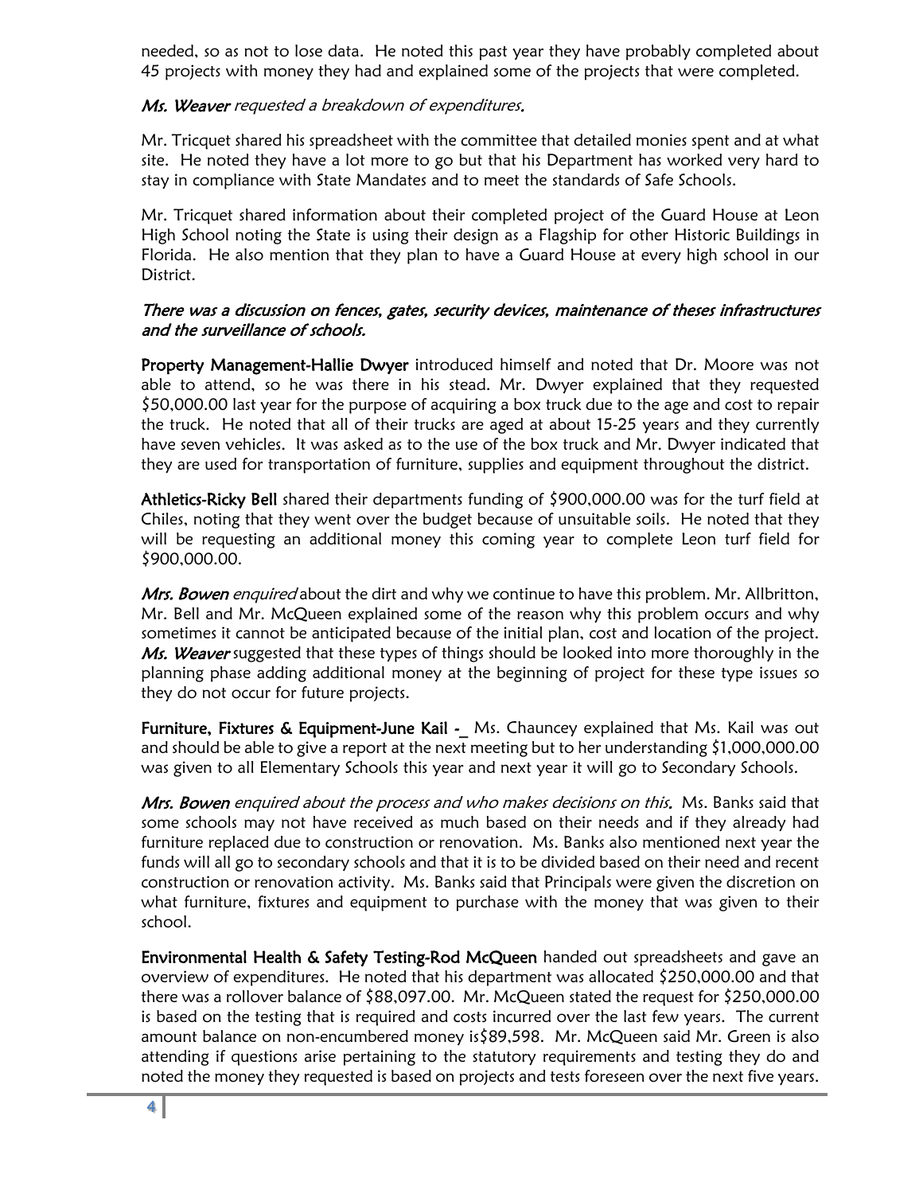needed, so as not to lose data. He noted this past year they have probably completed about 45 projects with money they had and explained some of the projects that were completed.

***Ms. Weaver*** *requested a breakdown of expenditures.*

Mr. Tricquet shared his spreadsheet with the committee that detailed monies spent and at what site. He noted they have a lot more to go but that his Department has worked very hard to stay in compliance with State Mandates and to meet the standards of Safe Schools.

Mr. Tricquet shared information about their completed project of the Guard House at Leon High School noting the State is using their design as a Flagship for other Historic Buildings in Florida. He also mention that they plan to have a Guard House at every high school in our District.

*There was a discussion on fences, gates, security devices, maintenance of theses infrastructures and the surveillance of schools.*

**Property Management-Hallie Dwyer** introduced himself and noted that Dr. Moore was not able to attend, so he was there in his stead. Mr. Dwyer explained that they requested $50,000.00 last year for the purpose of acquiring a box truck due to the age and cost to repair the truck. He noted that all of their trucks are aged at about 15-25 years and they currently have seven vehicles. It was asked as to the use of the box truck and Mr. Dwyer indicated that they are used for transportation of furniture, supplies and equipment throughout the district.

**Athletics-Ricky Bell** shared their departments funding of $900,000.00 was for the turf field at Chiles, noting that they went over the budget because of unsuitable soils. He noted that they will be requesting an additional money this coming year to complete Leon turf field for $900,000.00.

***Mrs. Bowen*** *enquired* about the dirt and why we continue to have this problem. Mr. Allbritton, Mr. Bell and Mr. McQueen explained some of the reason why this problem occurs and why sometimes it cannot be anticipated because of the initial plan, cost and location of the project. ***Ms. Weaver*** suggested that these types of things should be looked into more thoroughly in the planning phase adding additional money at the beginning of project for these type issues so they do not occur for future projects.

**Furniture, Fixtures & Equipment-June Kail -_** Ms. Chauncey explained that Ms. Kail was out and should be able to give a report at the next meeting but to her understanding $1,000,000.00 was given to all Elementary Schools this year and next year it will go to Secondary Schools.

***Mrs. Bowen*** *enquired about the process and who makes decisions on this.* Ms. Banks said that some schools may not have received as much based on their needs and if they already had furniture replaced due to construction or renovation. Ms. Banks also mentioned next year the funds will all go to secondary schools and that it is to be divided based on their need and recent construction or renovation activity. Ms. Banks said that Principals were given the discretion on what furniture, fixtures and equipment to purchase with the money that was given to their school.

**Environmental Health & Safety Testing-Rod McQueen** handed out spreadsheets and gave an overview of expenditures. He noted that his department was allocated $250,000.00 and that there was a rollover balance of $88,097.00. Mr. McQueen stated the request for $250,000.00 is based on the testing that is required and costs incurred over the last few years. The current amount balance on non-encumbered money is$89,598. Mr. McQueen said Mr. Green is also attending if questions arise pertaining to the statutory requirements and testing they do and noted the money they requested is based on projects and tests foreseen over the next five years.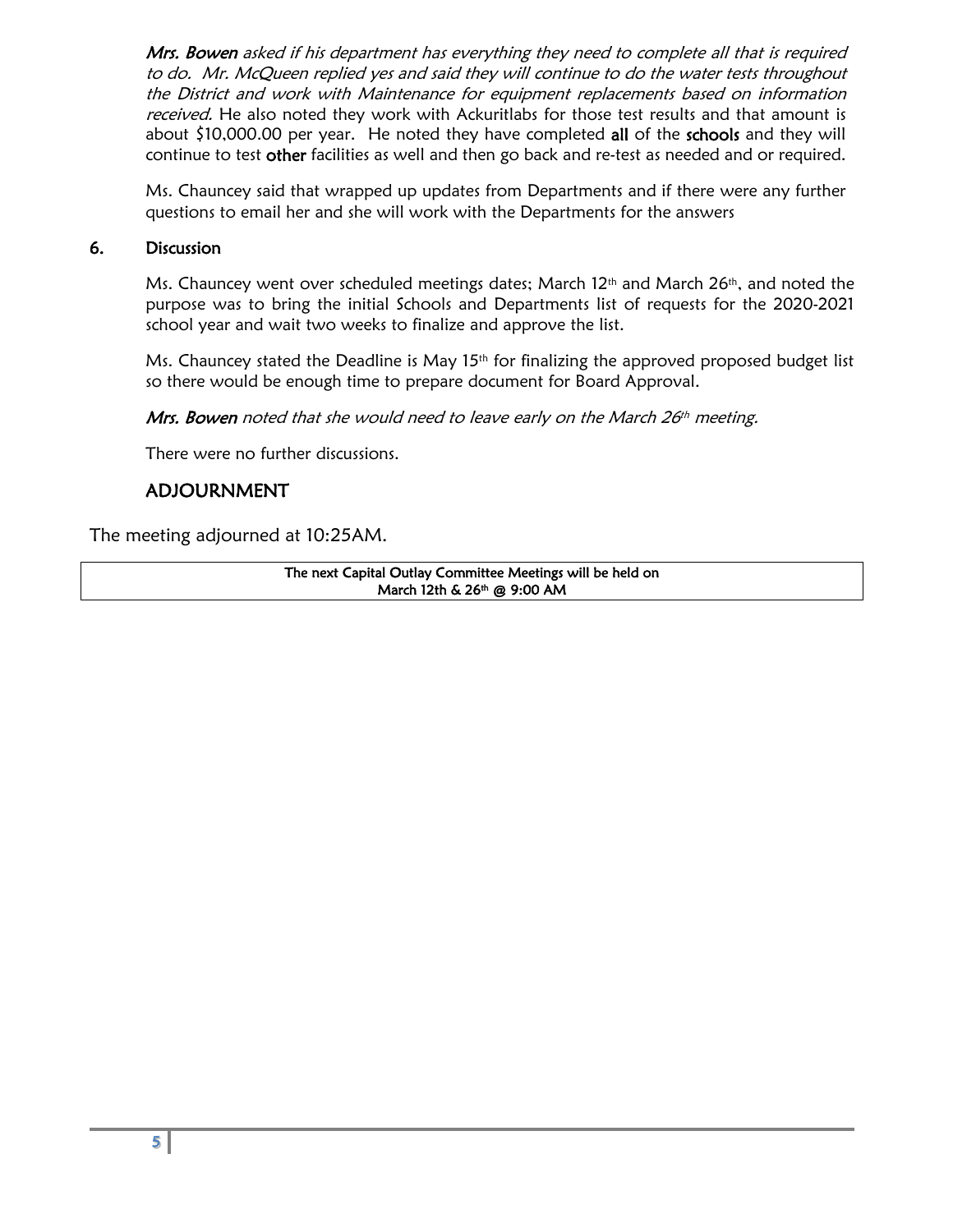***Mrs. Bowen** asked if his department has everything they need to complete all that is required to do. Mr. McQueen replied yes and said they will continue to do the water tests throughout the District and work with Maintenance for equipment replacements based on information received.* He also noted they work with Ackuritlabs for those test results and that amount is about $10,000.00 per year. He noted they have completed **all** of the **schools** and they will continue to test **other** facilities as well and then go back and re-test as needed and or required.

Ms. Chauncey said that wrapped up updates from Departments and if there were any further questions to email her and she will work with the Departments for the answers

## 6. Discussion

Ms. Chauncey went over scheduled meetings dates; March 12th and March 26th, and noted the purpose was to bring the initial Schools and Departments list of requests for the 2020-2021 school year and wait two weeks to finalize and approve the list.

Ms. Chauncey stated the Deadline is May 15th for finalizing the approved proposed budget list so there would be enough time to prepare document for Board Approval.

***Mrs. Bowen** noted that she would need to leave early on the March 26th meeting.*

There were no further discussions.

## ADJOURNMENT

The meeting adjourned at 10:25AM.

| |
|---|
| **The next Capital Outlay Committee Meetings will be held on March 12th & 26th @ 9:00 AM** |